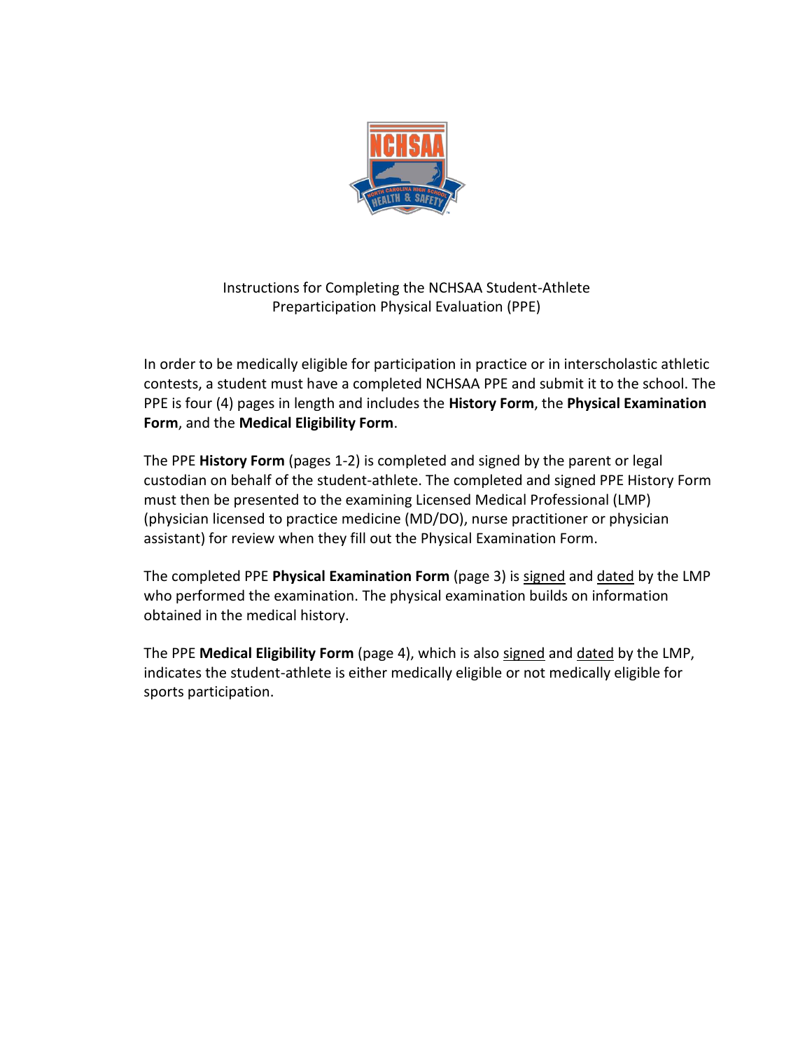# Instructions for Completing the NCHSAA Student-Athlete Preparticipation Physical Evaluation (PPE)

In order to be medically eligible for participation in practice or in interscholastic athletic contests, a student must have a completed NCHSAA PPE and submit it to the school. The PPE is four (4) pages in length and includes the **History Form**, the **Physical Examination Form**, and the **Medical Eligibility Form**.

The PPE **History Form** (pages 1-2) is completed and signed by the parent or legal custodian on behalf of the student-athlete. The completed and signed PPE History Form must then be presented to the examining Licensed Medical Professional (LMP) (physician licensed to practice medicine (MD/DO), nurse practitioner or physician assistant) for review when they fill out the Physical Examination Form.

The completed PPE **Physical Examination Form** (page 3) is signed and dated by the LMP who performed the examination. The physical examination builds on information obtained in the medical history.

The PPE **Medical Eligibility Form** (page 4), which is also signed and dated by the LMP, indicates the student-athlete is either medically eligible or not medically eligible for sports participation.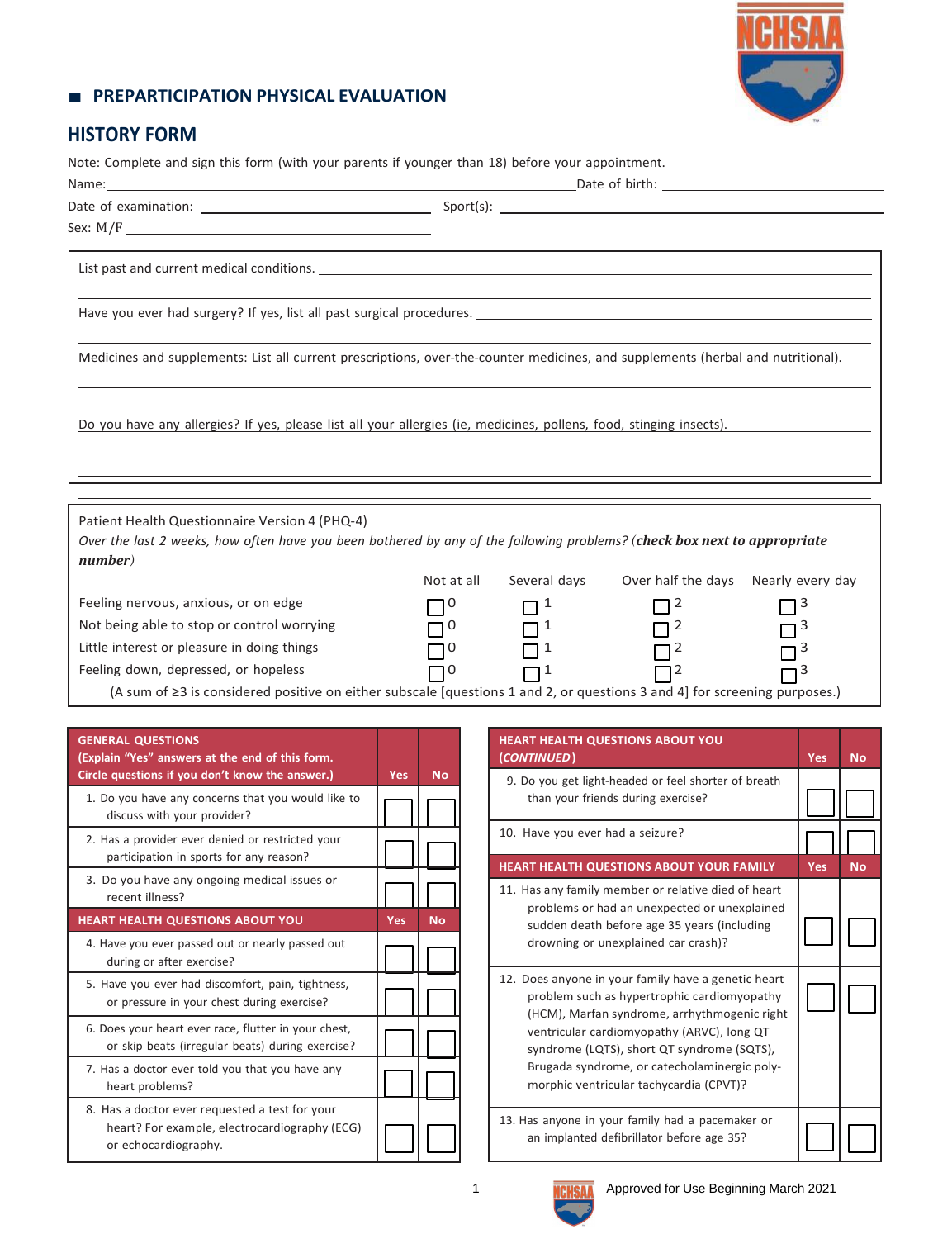## PREPARTICIPATION PHYSICAL EVALUATION

## HISTORY FORM

Note: Complete and sign this form (with your parents if younger than 18) before your appointment.

Name: ______________________________ Date of birth: ______________

Date of examination: ______________ Sport(s): ______________

Sex: M/F ______________

List past and current medical conditions. ______________________________

Have you ever had surgery? If yes, list all past surgical procedures. ______________________________

Medicines and supplements: List all current prescriptions, over-the-counter medicines, and supplements (herbal and nutritional).

Do you have any allergies? If yes, please list all your allergies (ie, medicines, pollens, food, stinging insects).

Patient Health Questionnaire Version 4 (PHQ-4)

*Over the last 2 weeks, how often have you been bothered by any of the following problems? (**check box next to appropriate number**)*

| | Not at all | Several days | Over half the days | Nearly every day |
|---|---|---|---|---|
| Feeling nervous, anxious, or on edge | ☐ 0 | ☐ 1 | ☐ 2 | ☐ 3 |
| Not being able to stop or control worrying | ☐ 0 | ☐ 1 | ☐ 2 | ☐ 3 |
| Little interest or pleasure in doing things | ☐ 0 | ☐ 1 | ☐ 2 | ☐ 3 |
| Feeling down, depressed, or hopeless | ☐ 0 | ☐ 1 | ☐ 2 | ☐ 3 |

(A sum of ≥3 is considered positive on either subscale [questions 1 and 2, or questions 3 and 4] for screening purposes.)

| GENERAL QUESTIONS (Explain "Yes" answers at the end of this form. Circle questions if you don't know the answer.) | Yes | No |
|---|---|---|
| 1. Do you have any concerns that you would like to discuss with your provider? | ☐ | ☐ |
| 2. Has a provider ever denied or restricted your participation in sports for any reason? | ☐ | ☐ |
| 3. Do you have any ongoing medical issues or recent illness? | ☐ | ☐ |
| **HEART HEALTH QUESTIONS ABOUT YOU** | **Yes** | **No** |
| 4. Have you ever passed out or nearly passed out during or after exercise? | ☐ | ☐ |
| 5. Have you ever had discomfort, pain, tightness, or pressure in your chest during exercise? | ☐ | ☐ |
| 6. Does your heart ever race, flutter in your chest, or skip beats (irregular beats) during exercise? | ☐ | ☐ |
| 7. Has a doctor ever told you that you have any heart problems? | ☐ | ☐ |
| 8. Has a doctor ever requested a test for your heart? For example, electrocardiography (ECG) or echocardiography. | ☐ | ☐ |

| HEART HEALTH QUESTIONS ABOUT YOU (*CONTINUED*) | Yes | No |
|---|---|---|
| 9. Do you get light-headed or feel shorter of breath than your friends during exercise? | ☐ | ☐ |
| 10. Have you ever had a seizure? | ☐ | ☐ |
| **HEART HEALTH QUESTIONS ABOUT YOUR FAMILY** | **Yes** | **No** |
| 11. Has any family member or relative died of heart problems or had an unexpected or unexplained sudden death before age 35 years (including drowning or unexplained car crash)? | ☐ | ☐ |
| 12. Does anyone in your family have a genetic heart problem such as hypertrophic cardiomyopathy (HCM), Marfan syndrome, arrhythmogenic right ventricular cardiomyopathy (ARVC), long QT syndrome (LQTS), short QT syndrome (SQTS), Brugada syndrome, or catecholaminergic polymorphic ventricular tachycardia (CPVT)? | ☐ | ☐ |
| 13. Has anyone in your family had a pacemaker or an implanted defibrillator before age 35? | ☐ | ☐ |

Approved for Use Beginning March 2021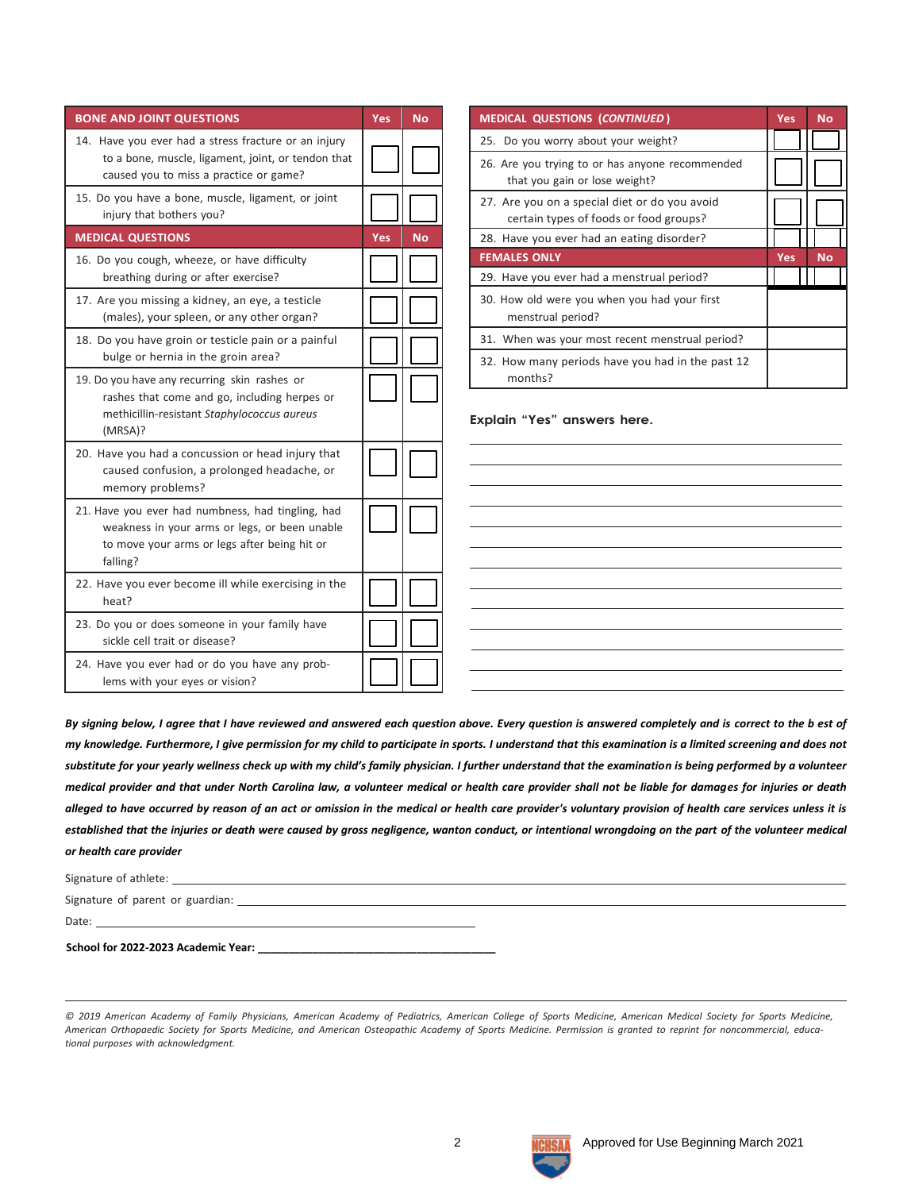| BONE AND JOINT QUESTIONS | Yes | No |
|---|---|---|
| 14. Have you ever had a stress fracture or an injury to a bone, muscle, ligament, joint, or tendon that caused you to miss a practice or game? | | |
| 15. Do you have a bone, muscle, ligament, or joint injury that bothers you? | | |
| **MEDICAL QUESTIONS** | **Yes** | **No** |
| 16. Do you cough, wheeze, or have difficulty breathing during or after exercise? | | |
| 17. Are you missing a kidney, an eye, a testicle (males), your spleen, or any other organ? | | |
| 18. Do you have groin or testicle pain or a painful bulge or hernia in the groin area? | | |
| 19. Do you have any recurring skin rashes or rashes that come and go, including herpes or methicillin-resistant *Staphylococcus aureus* (MRSA)? | | |
| 20. Have you had a concussion or head injury that caused confusion, a prolonged headache, or memory problems? | | |
| 21. Have you ever had numbness, had tingling, had weakness in your arms or legs, or been unable to move your arms or legs after being hit or falling? | | |
| 22. Have you ever become ill while exercising in the heat? | | |
| 23. Do you or does someone in your family have sickle cell trait or disease? | | |
| 24. Have you ever had or do you have any problems with your eyes or vision? | | |

| MEDICAL QUESTIONS (*CONTINUED*) | Yes | No |
|---|---|---|
| 25. Do you worry about your weight? | | |
| 26. Are you trying to or has anyone recommended that you gain or lose weight? | | |
| 27. Are you on a special diet or do you avoid certain types of foods or food groups? | | |
| 28. Have you ever had an eating disorder? | | |
| **FEMALES ONLY** | **Yes** | **No** |
| 29. Have you ever had a menstrual period? | | |
| 30. How old were you when you had your first menstrual period? | | |
| 31. When was your most recent menstrual period? | | |
| 32. How many periods have you had in the past 12 months? | | |

**Explain "Yes" answers here.**

_______________________________________________

_______________________________________________

_______________________________________________

_______________________________________________

_______________________________________________

_______________________________________________

_______________________________________________

_______________________________________________

_______________________________________________

_______________________________________________

_______________________________________________

_______________________________________________

***By signing below, I agree that I have reviewed and answered each question above. Every question is answered completely and is correct to the b est of my knowledge. Furthermore, I give permission for my child to participate in sports. I understand that this examination is a limited screening and does not substitute for your yearly wellness check up with my child's family physician. I further understand that the examination is being performed by a volunteer medical provider and that under North Carolina law, a volunteer medical or health care provider shall not be liable for damages for injuries or death alleged to have occurred by reason of an act or omission in the medical or health care provider's voluntary provision of health care services unless it is established that the injuries or death were caused by gross negligence, wanton conduct, or intentional wrongdoing on the part of the volunteer medical or health care provider***

Signature of athlete: _______________________________________________

Signature of parent or guardian: _______________________________________________

Date: _______________________________________________

**School for 2022-2023 Academic Year: _______________________________________________**

*© 2019 American Academy of Family Physicians, American Academy of Pediatrics, American College of Sports Medicine, American Medical Society for Sports Medicine, American Orthopaedic Society for Sports Medicine, and American Osteopathic Academy of Sports Medicine. Permission is granted to reprint for noncommercial, educational purposes with acknowledgment.*

NCHSAA Approved for Use Beginning March 2021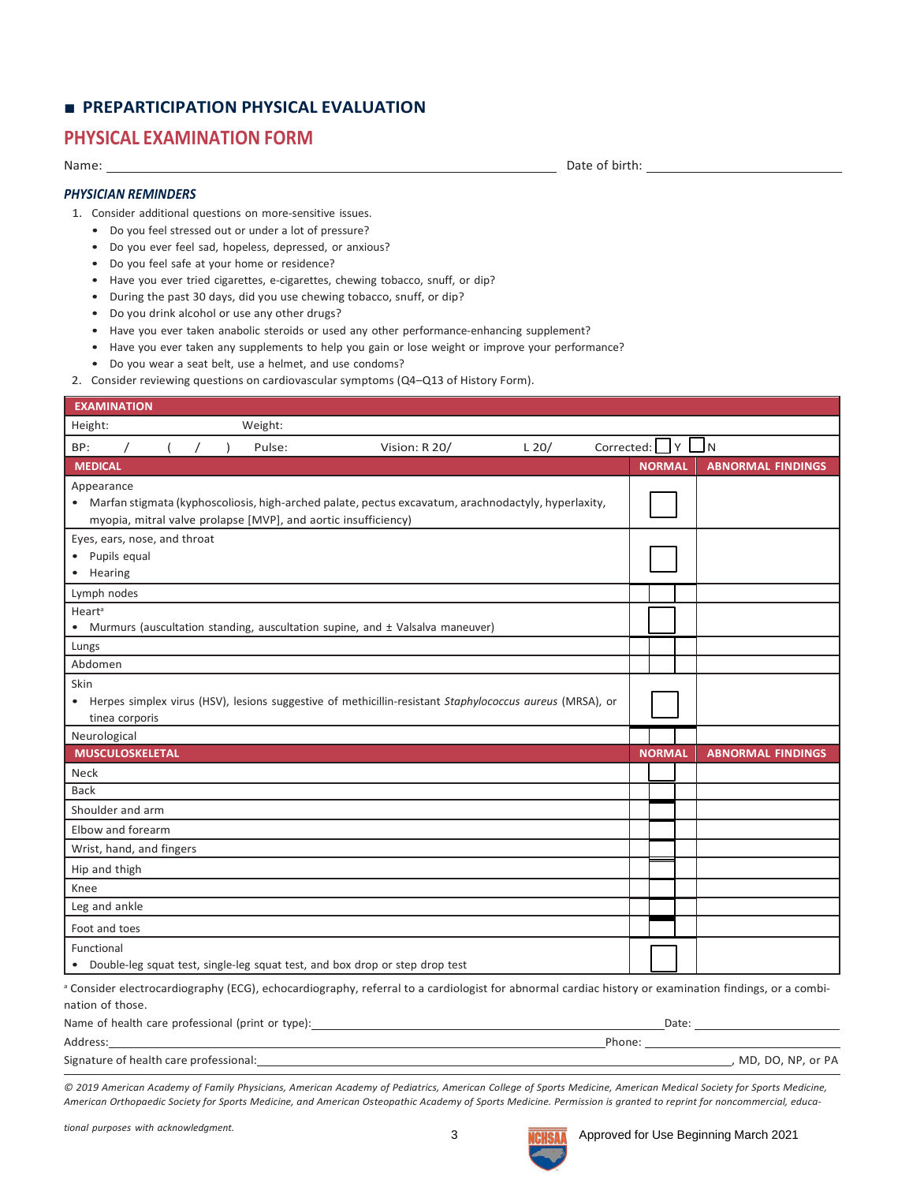## ■ PREPARTICIPATION PHYSICAL EVALUATION

# PHYSICAL EXAMINATION FORM

Name: ______________________________ Date of birth: ______________

### *PHYSICIAN REMINDERS*

1. Consider additional questions on more-sensitive issues.
   - Do you feel stressed out or under a lot of pressure?
   - Do you ever feel sad, hopeless, depressed, or anxious?
   - Do you feel safe at your home or residence?
   - Have you ever tried cigarettes, e-cigarettes, chewing tobacco, snuff, or dip?
   - During the past 30 days, did you use chewing tobacco, snuff, or dip?
   - Do you drink alcohol or use any other drugs?
   - Have you ever taken anabolic steroids or used any other performance-enhancing supplement?
   - Have you ever taken any supplements to help you gain or lose weight or improve your performance?
   - Do you wear a seat belt, use a helmet, and use condoms?
2. Consider reviewing questions on cardiovascular symptoms (Q4–Q13 of History Form).

| **EXAMINATION** | | |
|---|---|---|
| Height: Weight: | | |
| BP: / ( / ) Pulse: Vision: R 20/ L 20/ Corrected: ☐ Y ☐ N | | |
| **MEDICAL** | **NORMAL** | **ABNORMAL FINDINGS** |
| Appearance<br>• Marfan stigmata (kyphoscoliosis, high-arched palate, pectus excavatum, arachnodactyly, hyperlaxity, myopia, mitral valve prolapse [MVP], and aortic insufficiency) | ☐ | |
| Eyes, ears, nose, and throat<br>• Pupils equal<br>• Hearing | ☐ | |
| Lymph nodes | ☐ | |
| Heart[a]<br>• Murmurs (auscultation standing, auscultation supine, and ± Valsalva maneuver) | ☐ | |
| Lungs | ☐ | |
| Abdomen | ☐ | |
| Skin<br>• Herpes simplex virus (HSV), lesions suggestive of methicillin-resistant *Staphylococcus aureus* (MRSA), or tinea corporis | ☐ | |
| Neurological | ☐ | |
| **MUSCULOSKELETAL** | **NORMAL** | **ABNORMAL FINDINGS** |
| Neck | ☐ | |
| Back | ☐ | |
| Shoulder and arm | ☐ | |
| Elbow and forearm | ☐ | |
| Wrist, hand, and fingers | ☐ | |
| Hip and thigh | ☐ | |
| Knee | ☐ | |
| Leg and ankle | ☐ | |
| Foot and toes | ☐ | |
| Functional<br>• Double-leg squat test, single-leg squat test, and box drop or step drop test | ☐ | |

[a] Consider electrocardiography (ECG), echocardiography, referral to a cardiologist for abnormal cardiac history or examination findings, or a combination of those.

Name of health care professional (print or type): ______________________________ Date: ______________

Address: ______________________________ Phone: ______________

Signature of health care professional: ______________________________, MD, DO, NP, or PA

*© 2019 American Academy of Family Physicians, American Academy of Pediatrics, American College of Sports Medicine, American Medical Society for Sports Medicine, American Orthopaedic Society for Sports Medicine, and American Osteopathic Academy of Sports Medicine. Permission is granted to reprint for noncommercial, educational purposes with acknowledgment.*

Approved for Use Beginning March 2021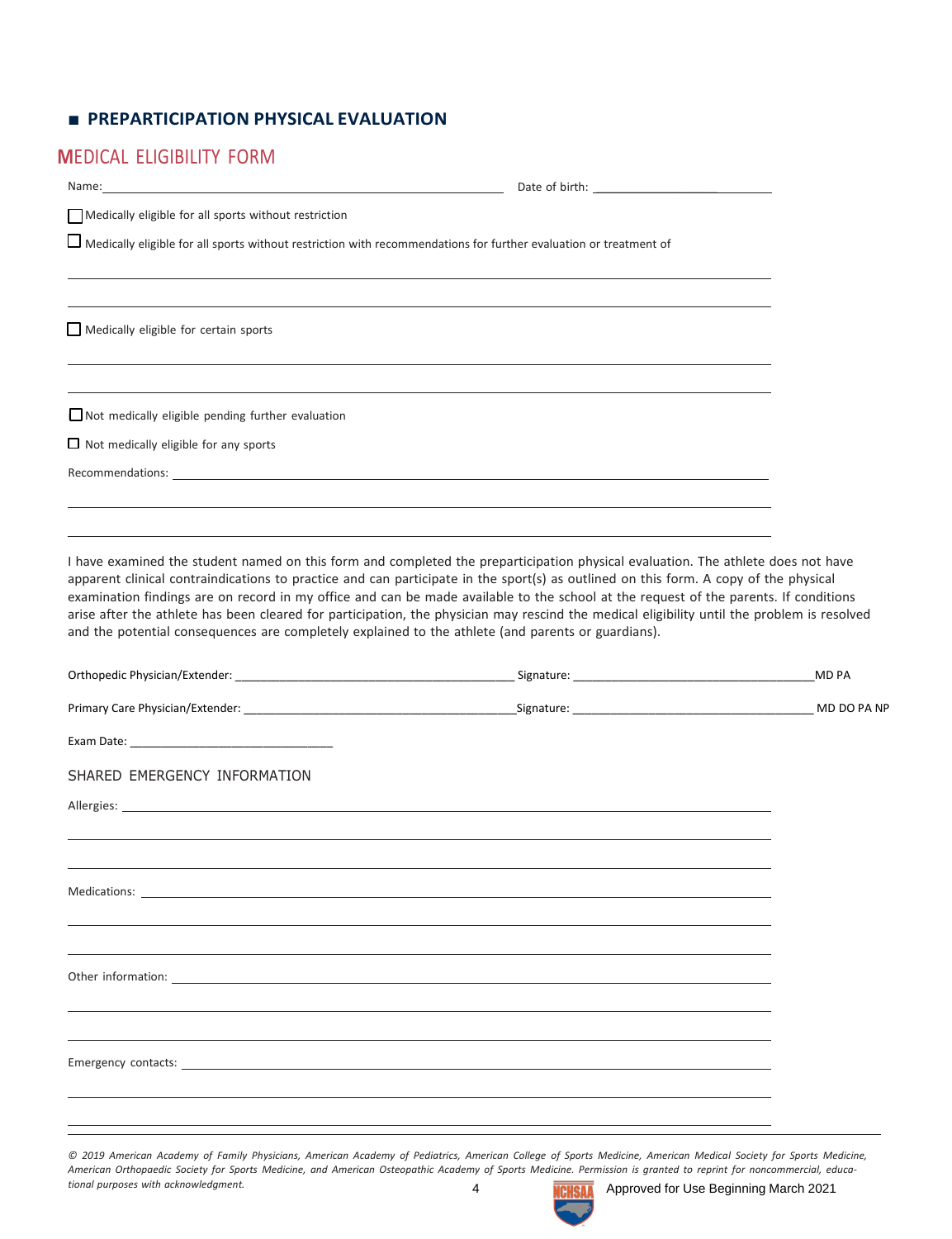## ■ PREPARTICIPATION PHYSICAL EVALUATION

# MEDICAL ELIGIBILITY FORM

Name: ______________________________ Date of birth: ______________________________

☐ Medically eligible for all sports without restriction

☐ Medically eligible for all sports without restriction with recommendations for further evaluation or treatment of

______________________________

______________________________

☐ Medically eligible for certain sports

______________________________

______________________________

☐ Not medically eligible pending further evaluation

☐ Not medically eligible for any sports

Recommendations: ______________________________

______________________________

______________________________

I have examined the student named on this form and completed the preparticipation physical evaluation. The athlete does not have apparent clinical contraindications to practice and can participate in the sport(s) as outlined on this form. A copy of the physical examination findings are on record in my office and can be made available to the school at the request of the parents. If conditions arise after the athlete has been cleared for participation, the physician may rescind the medical eligibility until the problem is resolved and the potential consequences are completely explained to the athlete (and parents or guardians).

Orthopedic Physician/Extender: ______________________________ Signature: ______________________________ MD PA

Primary Care Physician/Extender: ______________________________ Signature: ______________________________ MD DO PA NP

Exam Date: ______________________________

## SHARED EMERGENCY INFORMATION

Allergies: ______________________________

______________________________

______________________________

Medications: ______________________________

______________________________

______________________________

Other information: ______________________________

______________________________

______________________________

Emergency contacts: ______________________________

______________________________

______________________________

*© 2019 American Academy of Family Physicians, American Academy of Pediatrics, American College of Sports Medicine, American Medical Society for Sports Medicine, American Orthopaedic Society for Sports Medicine, and American Osteopathic Academy of Sports Medicine. Permission is granted to reprint for noncommercial, educational purposes with acknowledgment.*

NCHSAA Approved for Use Beginning March 2021